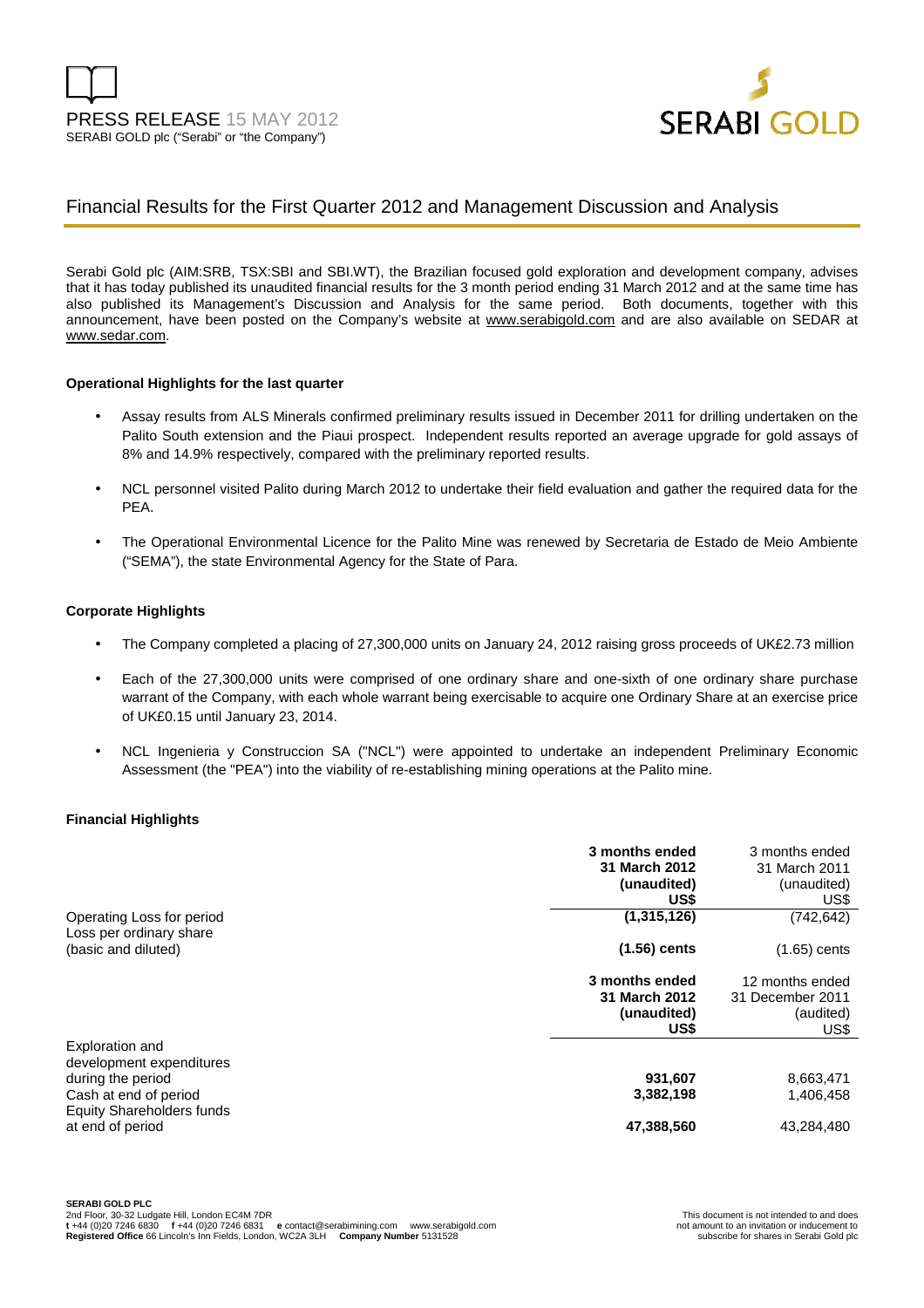PRESS RELEASE 15 MAY 2012
SERABI GOLD plc ("Serabi" or "the Company")

SERABI GOLD

# Financial Results for the First Quarter 2012 and Management Discussion and Analysis

Serabi Gold plc (AIM:SRB, TSX:SBI and SBI.WT), the Brazilian focused gold exploration and development company, advises that it has today published its unaudited financial results for the 3 month period ending 31 March 2012 and at the same time has also published its Management's Discussion and Analysis for the same period. Both documents, together with this announcement, have been posted on the Company's website at www.serabigold.com and are also available on SEDAR at www.sedar.com.

**Operational Highlights for the last quarter**

- Assay results from ALS Minerals confirmed preliminary results issued in December 2011 for drilling undertaken on the Palito South extension and the Piaui prospect. Independent results reported an average upgrade for gold assays of 8% and 14.9% respectively, compared with the preliminary reported results.
- NCL personnel visited Palito during March 2012 to undertake their field evaluation and gather the required data for the PEA.
- The Operational Environmental Licence for the Palito Mine was renewed by Secretaria de Estado de Meio Ambiente ("SEMA"), the state Environmental Agency for the State of Para.

**Corporate Highlights**

- The Company completed a placing of 27,300,000 units on January 24, 2012 raising gross proceeds of UK£2.73 million
- Each of the 27,300,000 units were comprised of one ordinary share and one-sixth of one ordinary share purchase warrant of the Company, with each whole warrant being exercisable to acquire one Ordinary Share at an exercise price of UK£0.15 until January 23, 2014.
- NCL Ingenieria y Construccion SA ("NCL") were appointed to undertake an independent Preliminary Economic Assessment (the "PEA") into the viability of re-establishing mining operations at the Palito mine.

**Financial Highlights**

| | **3 months ended 31 March 2012 (unaudited) US$** | 3 months ended 31 March 2011 (unaudited) US$ |
|---|---|---|
| Operating Loss for period | **(1,315,126)** | (742,642) |
| Loss per ordinary share (basic and diluted) | **(1.56) cents** | (1.65) cents |

| | **3 months ended 31 March 2012 (unaudited) US$** | 12 months ended 31 December 2011 (audited) US$ |
|---|---|---|
| Exploration and development expenditures during the period | **931,607** | 8,663,471 |
| Cash at end of period | **3,382,198** | 1,406,458 |
| Equity Shareholders funds at end of period | **47,388,560** | 43,284,480 |

**SERABI GOLD PLC**
2nd Floor, 30-32 Ludgate Hill, London EC4M 7DR
**t** +44 (0)20 7246 6830 **f** +44 (0)20 7246 6831 **e** contact@serabimining.com www.serabigold.com
**Registered Office** 66 Lincoln's Inn Fields, London, WC2A 3LH **Company Number** 5131528

This document is not intended to and does not amount to an invitation or inducement to subscribe for shares in Serabi Gold plc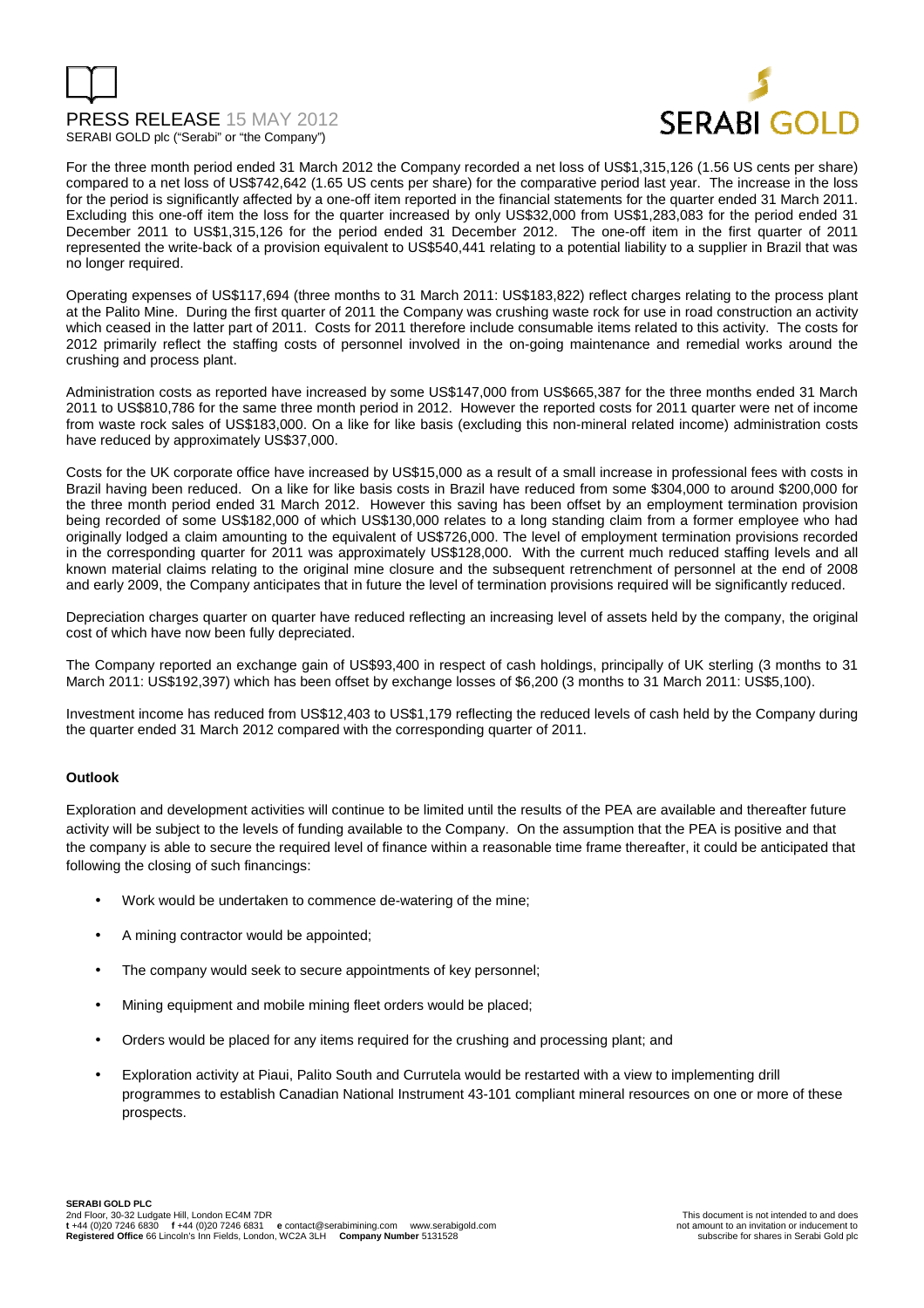For the three month period ended 31 March 2012 the Company recorded a net loss of US$1,315,126 (1.56 US cents per share) compared to a net loss of US$742,642 (1.65 US cents per share) for the comparative period last year. The increase in the loss for the period is significantly affected by a one-off item reported in the financial statements for the quarter ended 31 March 2011. Excluding this one-off item the loss for the quarter increased by only US$32,000 from US$1,283,083 for the period ended 31 December 2011 to US$1,315,126 for the period ended 31 December 2012. The one-off item in the first quarter of 2011 represented the write-back of a provision equivalent to US$540,441 relating to a potential liability to a supplier in Brazil that was no longer required.

Operating expenses of US$117,694 (three months to 31 March 2011: US$183,822) reflect charges relating to the process plant at the Palito Mine. During the first quarter of 2011 the Company was crushing waste rock for use in road construction an activity which ceased in the latter part of 2011. Costs for 2011 therefore include consumable items related to this activity. The costs for 2012 primarily reflect the staffing costs of personnel involved in the on-going maintenance and remedial works around the crushing and process plant.

Administration costs as reported have increased by some US$147,000 from US$665,387 for the three months ended 31 March 2011 to US$810,786 for the same three month period in 2012. However the reported costs for 2011 quarter were net of income from waste rock sales of US$183,000. On a like for like basis (excluding this non-mineral related income) administration costs have reduced by approximately US$37,000.

Costs for the UK corporate office have increased by US$15,000 as a result of a small increase in professional fees with costs in Brazil having been reduced. On a like for like basis costs in Brazil have reduced from some $304,000 to around $200,000 for the three month period ended 31 March 2012. However this saving has been offset by an employment termination provision being recorded of some US$182,000 of which US$130,000 relates to a long standing claim from a former employee who had originally lodged a claim amounting to the equivalent of US$726,000. The level of employment termination provisions recorded in the corresponding quarter for 2011 was approximately US$128,000. With the current much reduced staffing levels and all known material claims relating to the original mine closure and the subsequent retrenchment of personnel at the end of 2008 and early 2009, the Company anticipates that in future the level of termination provisions required will be significantly reduced.

Depreciation charges quarter on quarter have reduced reflecting an increasing level of assets held by the company, the original cost of which have now been fully depreciated.

The Company reported an exchange gain of US$93,400 in respect of cash holdings, principally of UK sterling (3 months to 31 March 2011: US$192,397) which has been offset by exchange losses of $6,200 (3 months to 31 March 2011: US$5,100).

Investment income has reduced from US$12,403 to US$1,179 reflecting the reduced levels of cash held by the Company during the quarter ended 31 March 2012 compared with the corresponding quarter of 2011.

**Outlook**

Exploration and development activities will continue to be limited until the results of the PEA are available and thereafter future activity will be subject to the levels of funding available to the Company. On the assumption that the PEA is positive and that the company is able to secure the required level of finance within a reasonable time frame thereafter, it could be anticipated that following the closing of such financings:

- Work would be undertaken to commence de-watering of the mine;
- A mining contractor would be appointed;
- The company would seek to secure appointments of key personnel;
- Mining equipment and mobile mining fleet orders would be placed;
- Orders would be placed for any items required for the crushing and processing plant; and
- Exploration activity at Piaui, Palito South and Currutela would be restarted with a view to implementing drill programmes to establish Canadian National Instrument 43-101 compliant mineral resources on one or more of these prospects.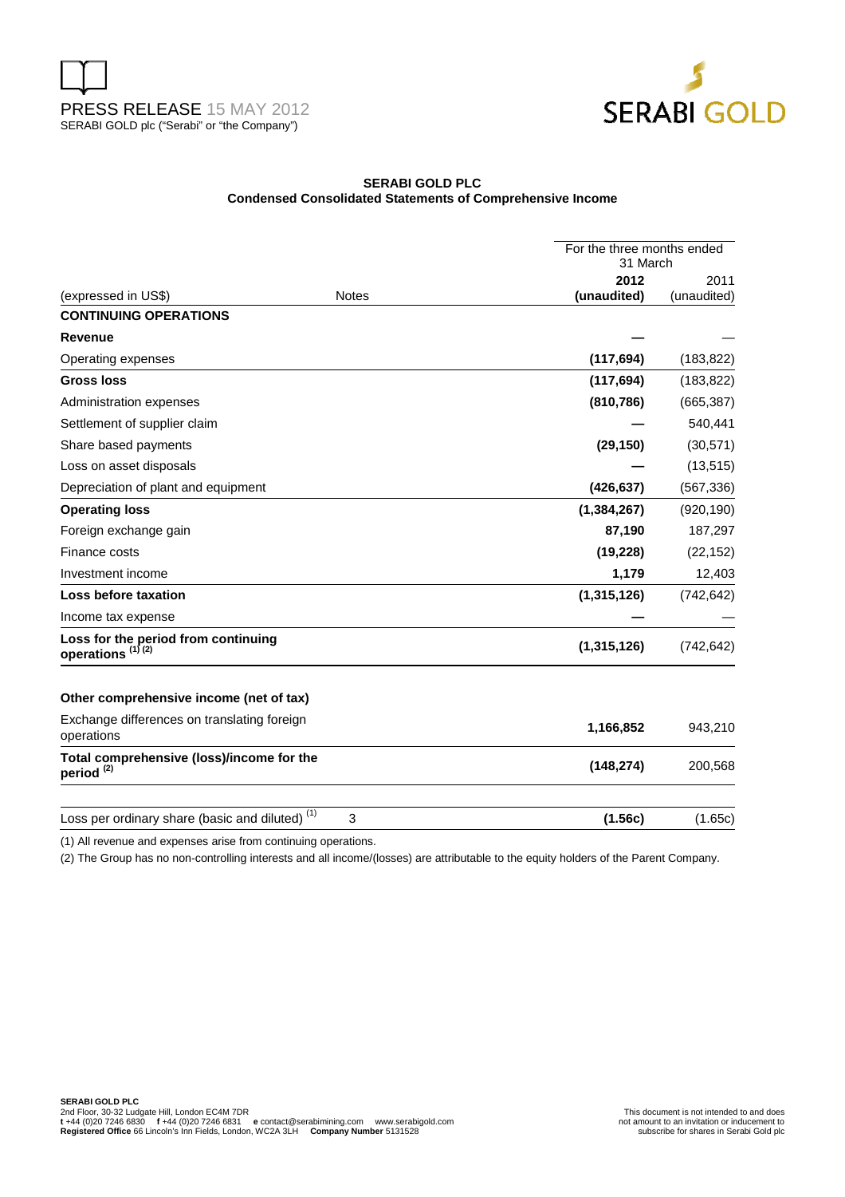PRESS RELEASE 15 MAY 2012
SERABI GOLD plc ("Serabi" or "the Company")

**SERABI GOLD PLC**
**Condensed Consolidated Statements of Comprehensive Income**

| | | For the three months ended 31 March | |
|---|---|---|---|
| | | **2012** | 2011 |
| (expressed in US$) | Notes | **(unaudited)** | (unaudited) |
| **CONTINUING OPERATIONS** | | | |
| **Revenue** | | **—** | — |
| Operating expenses | | **(117,694)** | (183,822) |
| **Gross loss** | | **(117,694)** | (183,822) |
| Administration expenses | | **(810,786)** | (665,387) |
| Settlement of supplier claim | | **—** | 540,441 |
| Share based payments | | **(29,150)** | (30,571) |
| Loss on asset disposals | | **—** | (13,515) |
| Depreciation of plant and equipment | | **(426,637)** | (567,336) |
| **Operating loss** | | **(1,384,267)** | (920,190) |
| Foreign exchange gain | | **87,190** | 187,297 |
| Finance costs | | **(19,228)** | (22,152) |
| Investment income | | **1,179** | 12,403 |
| **Loss before taxation** | | **(1,315,126)** | (742,642) |
| Income tax expense | | **—** | — |
| **Loss for the period from continuing operations (1) (2)** | | **(1,315,126)** | (742,642) |
| | | | |
| **Other comprehensive income (net of tax)** | | | |
| Exchange differences on translating foreign operations | | **1,166,852** | 943,210 |
| **Total comprehensive (loss)/income for the period (2)** | | **(148,274)** | 200,568 |
| | | | |
| Loss per ordinary share (basic and diluted) (1) | 3 | **(1.56c)** | (1.65c) |

(1) All revenue and expenses arise from continuing operations.

(2) The Group has no non-controlling interests and all income/(losses) are attributable to the equity holders of the Parent Company.

**SERABI GOLD PLC**
2nd Floor, 30-32 Ludgate Hill, London EC4M 7DR
**t** +44 (0)20 7246 6830 **f** +44 (0)20 7246 6831 **e** contact@serabimining.com www.serabigold.com
**Registered Office** 66 Lincoln's Inn Fields, London, WC2A 3LH **Company Number** 5131528

This document is not intended to and does not amount to an invitation or inducement to subscribe for shares in Serabi Gold plc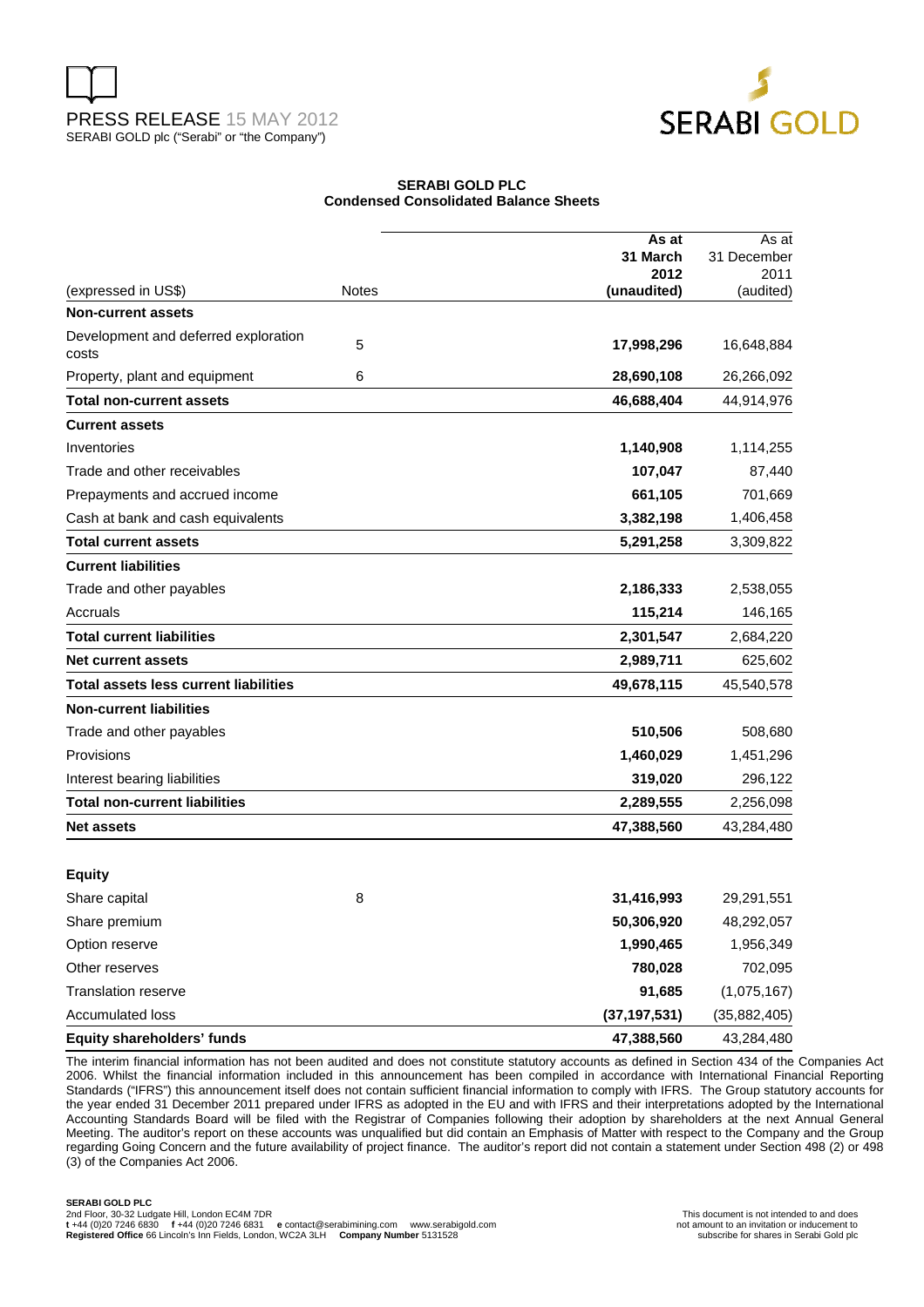# SERABI GOLD PLC

## Condensed Consolidated Balance Sheets

| (expressed in US$) | Notes | As at 31 March 2012 (unaudited) | As at 31 December 2011 (audited) |
|---|---|---|---|
| **Non-current assets** | | | |
| Development and deferred exploration costs | 5 | **17,998,296** | 16,648,884 |
| Property, plant and equipment | 6 | **28,690,108** | 26,266,092 |
| **Total non-current assets** | | **46,688,404** | 44,914,976 |
| **Current assets** | | | |
| Inventories | | **1,140,908** | 1,114,255 |
| Trade and other receivables | | **107,047** | 87,440 |
| Prepayments and accrued income | | **661,105** | 701,669 |
| Cash at bank and cash equivalents | | **3,382,198** | 1,406,458 |
| **Total current assets** | | **5,291,258** | 3,309,822 |
| **Current liabilities** | | | |
| Trade and other payables | | **2,186,333** | 2,538,055 |
| Accruals | | **115,214** | 146,165 |
| **Total current liabilities** | | **2,301,547** | 2,684,220 |
| **Net current assets** | | **2,989,711** | 625,602 |
| **Total assets less current liabilities** | | **49,678,115** | 45,540,578 |
| **Non-current liabilities** | | | |
| Trade and other payables | | **510,506** | 508,680 |
| Provisions | | **1,460,029** | 1,451,296 |
| Interest bearing liabilities | | **319,020** | 296,122 |
| **Total non-current liabilities** | | **2,289,555** | 2,256,098 |
| **Net assets** | | **47,388,560** | 43,284,480 |
| | | | |
| **Equity** | | | |
| Share capital | 8 | **31,416,993** | 29,291,551 |
| Share premium | | **50,306,920** | 48,292,057 |
| Option reserve | | **1,990,465** | 1,956,349 |
| Other reserves | | **780,028** | 702,095 |
| Translation reserve | | **91,685** | (1,075,167) |
| Accumulated loss | | **(37,197,531)** | (35,882,405) |
| **Equity shareholders' funds** | | **47,388,560** | 43,284,480 |

The interim financial information has not been audited and does not constitute statutory accounts as defined in Section 434 of the Companies Act 2006. Whilst the financial information included in this announcement has been compiled in accordance with International Financial Reporting Standards ("IFRS") this announcement itself does not contain sufficient financial information to comply with IFRS. The Group statutory accounts for the year ended 31 December 2011 prepared under IFRS as adopted in the EU and with IFRS and their interpretations adopted by the International Accounting Standards Board will be filed with the Registrar of Companies following their adoption by shareholders at the next Annual General Meeting. The auditor's report on these accounts was unqualified but did contain an Emphasis of Matter with respect to the Company and the Group regarding Going Concern and the future availability of project finance. The auditor's report did not contain a statement under Section 498 (2) or 498 (3) of the Companies Act 2006.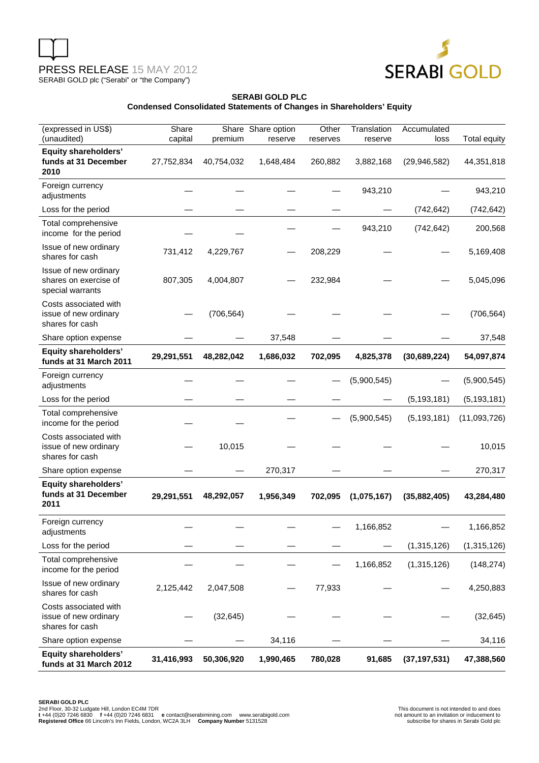PRESS RELEASE 15 MAY 2012

SERABI GOLD plc ("Serabi" or "the Company")

**SERABI GOLD PLC**
**Condensed Consolidated Statements of Changes in Shareholders' Equity**

| (expressed in US$) (unaudited) | Share capital | Share premium | Share option reserve | Other reserves | Translation reserve | Accumulated loss | Total equity |
|---|---|---|---|---|---|---|---|
| **Equity shareholders' funds at 31 December 2010** | 27,752,834 | 40,754,032 | 1,648,484 | 260,882 | 3,882,168 | (29,946,582) | 44,351,818 |
| Foreign currency adjustments | — | — | — | — | 943,210 | — | 943,210 |
| Loss for the period | — | — | — | — | — | (742,642) | (742,642) |
| Total comprehensive income for the period | — | — | — | — | 943,210 | (742,642) | 200,568 |
| Issue of new ordinary shares for cash | 731,412 | 4,229,767 | — | 208,229 | — | — | 5,169,408 |
| Issue of new ordinary shares on exercise of special warrants | 807,305 | 4,004,807 | — | 232,984 | — | — | 5,045,096 |
| Costs associated with issue of new ordinary shares for cash | — | (706,564) | — | — | — | — | (706,564) |
| Share option expense | — | — | 37,548 | — | — | — | 37,548 |
| **Equity shareholders' funds at 31 March 2011** | **29,291,551** | **48,282,042** | **1,686,032** | **702,095** | **4,825,378** | **(30,689,224)** | **54,097,874** |
| Foreign currency adjustments | — | — | — | — | (5,900,545) | — | (5,900,545) |
| Loss for the period | — | — | — | — | — | (5,193,181) | (5,193,181) |
| Total comprehensive income for the period | — | — | — | — | (5,900,545) | (5,193,181) | (11,093,726) |
| Costs associated with issue of new ordinary shares for cash | — | 10,015 | — | — | — | — | 10,015 |
| Share option expense | — | — | 270,317 | — | — | — | 270,317 |
| **Equity shareholders' funds at 31 December 2011** | **29,291,551** | **48,292,057** | **1,956,349** | **702,095** | **(1,075,167)** | **(35,882,405)** | **43,284,480** |
| Foreign currency adjustments | — | — | — | — | 1,166,852 | — | 1,166,852 |
| Loss for the period | — | — | — | — | — | (1,315,126) | (1,315,126) |
| Total comprehensive income for the period | — | — | — | — | 1,166,852 | (1,315,126) | (148,274) |
| Issue of new ordinary shares for cash | 2,125,442 | 2,047,508 | — | 77,933 | — | — | 4,250,883 |
| Costs associated with issue of new ordinary shares for cash | — | (32,645) | — | — | — | — | (32,645) |
| Share option expense | — | — | 34,116 | — | — | — | 34,116 |
| **Equity shareholders' funds at 31 March 2012** | **31,416,993** | **50,306,920** | **1,990,465** | **780,028** | **91,685** | **(37,197,531)** | **47,388,560** |

**SERABI GOLD PLC**
2nd Floor, 30-32 Ludgate Hill, London EC4M 7DR
**t** +44 (0)20 7246 6830 **f** +44 (0)20 7246 6831 **e** contact@serabimining.com www.serabigold.com
**Registered Office** 66 Lincoln's Inn Fields, London, WC2A 3LH **Company Number** 5131528

This document is not intended to and does not amount to an invitation or inducement to subscribe for shares in Serabi Gold plc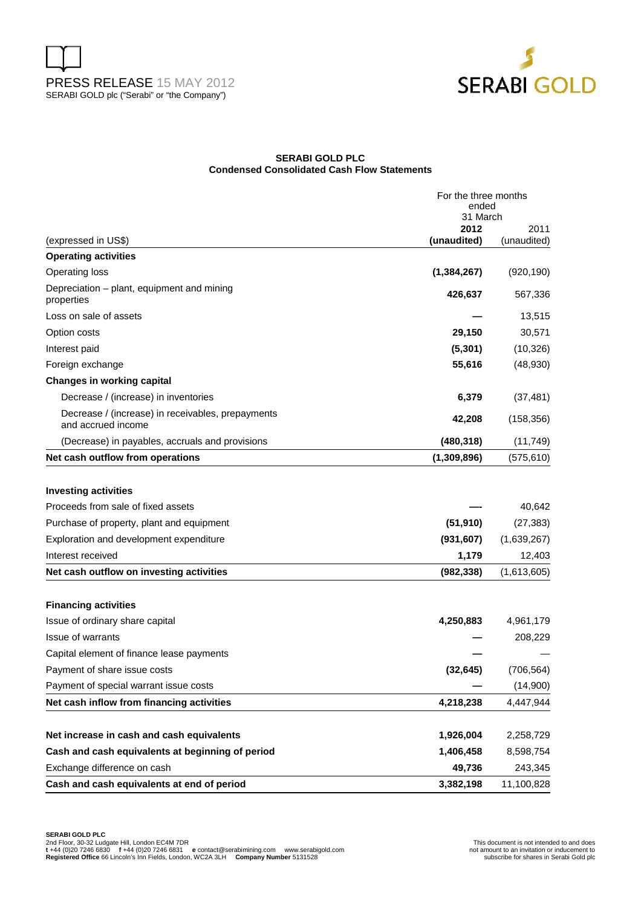PRESS RELEASE 15 MAY 2012
SERABI GOLD plc ("Serabi" or "the Company")

**SERABI GOLD PLC**
**Condensed Consolidated Cash Flow Statements**

| | For the three months ended 31 March | |
|---|---|---|
| (expressed in US$) | **2012 (unaudited)** | 2011 (unaudited) |
| **Operating activities** | | |
| Operating loss | **(1,384,267)** | (920,190) |
| Depreciation – plant, equipment and mining properties | **426,637** | 567,336 |
| Loss on sale of assets | **—** | 13,515 |
| Option costs | **29,150** | 30,571 |
| Interest paid | **(5,301)** | (10,326) |
| Foreign exchange | **55,616** | (48,930) |
| **Changes in working capital** | | |
| Decrease / (increase) in inventories | **6,379** | (37,481) |
| Decrease / (increase) in receivables, prepayments and accrued income | **42,208** | (158,356) |
| (Decrease) in payables, accruals and provisions | **(480,318)** | (11,749) |
| **Net cash outflow from operations** | **(1,309,896)** | (575,610) |
| | | |
| **Investing activities** | | |
| Proceeds from sale of fixed assets | **—** | 40,642 |
| Purchase of property, plant and equipment | **(51,910)** | (27,383) |
| Exploration and development expenditure | **(931,607)** | (1,639,267) |
| Interest received | **1,179** | 12,403 |
| **Net cash outflow on investing activities** | **(982,338)** | (1,613,605) |
| | | |
| **Financing activities** | | |
| Issue of ordinary share capital | **4,250,883** | 4,961,179 |
| Issue of warrants | **—** | 208,229 |
| Capital element of finance lease payments | **—** | — |
| Payment of share issue costs | **(32,645)** | (706,564) |
| Payment of special warrant issue costs | **—** | (14,900) |
| **Net cash inflow from financing activities** | **4,218,238** | 4,447,944 |
| | | |
| **Net increase in cash and cash equivalents** | **1,926,004** | 2,258,729 |
| **Cash and cash equivalents at beginning of period** | **1,406,458** | 8,598,754 |
| Exchange difference on cash | **49,736** | 243,345 |
| **Cash and cash equivalents at end of period** | **3,382,198** | 11,100,828 |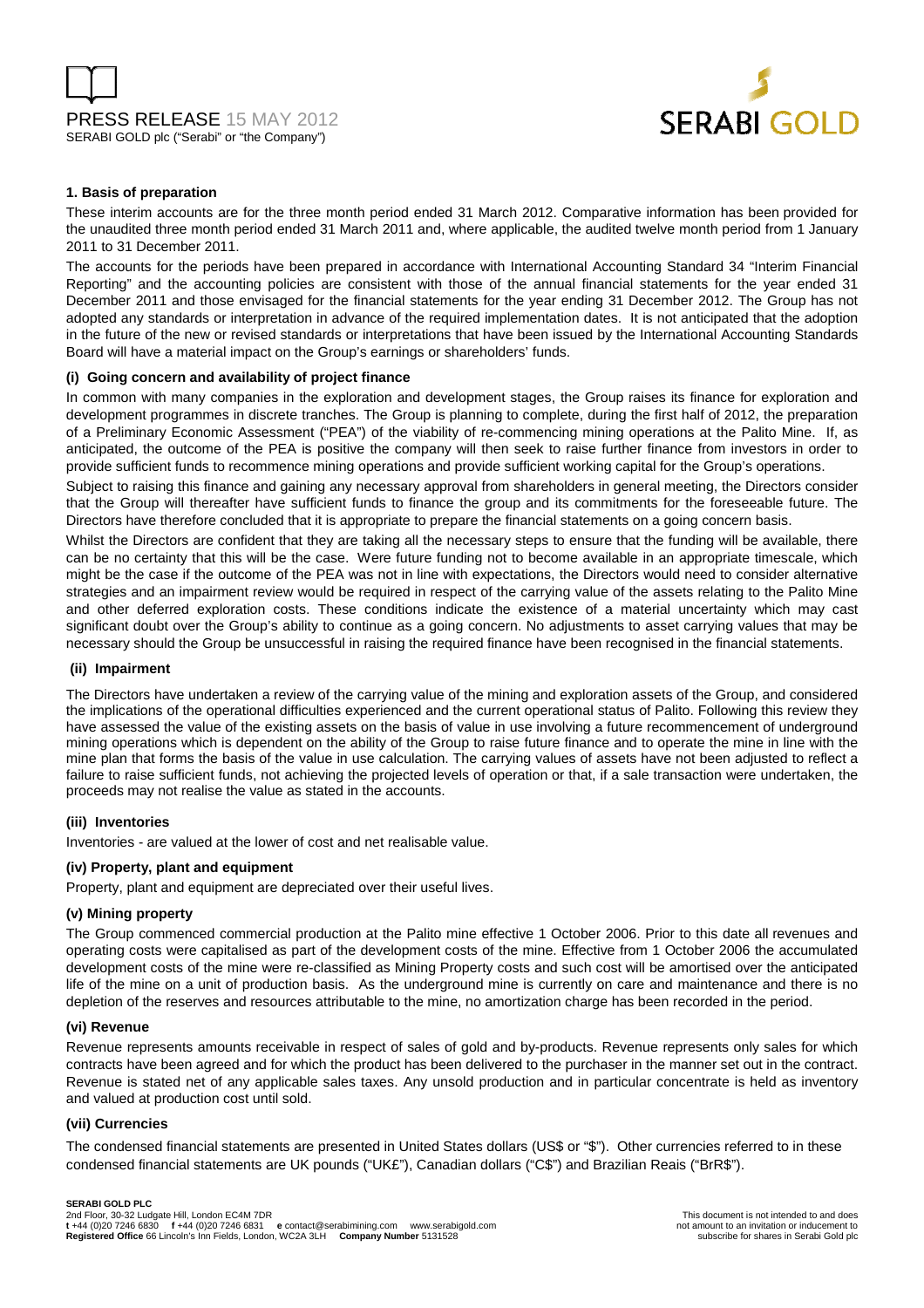## 1. Basis of preparation

These interim accounts are for the three month period ended 31 March 2012. Comparative information has been provided for the unaudited three month period ended 31 March 2011 and, where applicable, the audited twelve month period from 1 January 2011 to 31 December 2011.

The accounts for the periods have been prepared in accordance with International Accounting Standard 34 "Interim Financial Reporting" and the accounting policies are consistent with those of the annual financial statements for the year ended 31 December 2011 and those envisaged for the financial statements for the year ending 31 December 2012. The Group has not adopted any standards or interpretation in advance of the required implementation dates. It is not anticipated that the adoption in the future of the new or revised standards or interpretations that have been issued by the International Accounting Standards Board will have a material impact on the Group's earnings or shareholders' funds.

### (i) Going concern and availability of project finance

In common with many companies in the exploration and development stages, the Group raises its finance for exploration and development programmes in discrete tranches. The Group is planning to complete, during the first half of 2012, the preparation of a Preliminary Economic Assessment ("PEA") of the viability of re-commencing mining operations at the Palito Mine. If, as anticipated, the outcome of the PEA is positive the company will then seek to raise further finance from investors in order to provide sufficient funds to recommence mining operations and provide sufficient working capital for the Group's operations.

Subject to raising this finance and gaining any necessary approval from shareholders in general meeting, the Directors consider that the Group will thereafter have sufficient funds to finance the group and its commitments for the foreseeable future. The Directors have therefore concluded that it is appropriate to prepare the financial statements on a going concern basis.

Whilst the Directors are confident that they are taking all the necessary steps to ensure that the funding will be available, there can be no certainty that this will be the case. Were future funding not to become available in an appropriate timescale, which might be the case if the outcome of the PEA was not in line with expectations, the Directors would need to consider alternative strategies and an impairment review would be required in respect of the carrying value of the assets relating to the Palito Mine and other deferred exploration costs. These conditions indicate the existence of a material uncertainty which may cast significant doubt over the Group's ability to continue as a going concern. No adjustments to asset carrying values that may be necessary should the Group be unsuccessful in raising the required finance have been recognised in the financial statements.

### (ii) Impairment

The Directors have undertaken a review of the carrying value of the mining and exploration assets of the Group, and considered the implications of the operational difficulties experienced and the current operational status of Palito. Following this review they have assessed the value of the existing assets on the basis of value in use involving a future recommencement of underground mining operations which is dependent on the ability of the Group to raise future finance and to operate the mine in line with the mine plan that forms the basis of the value in use calculation. The carrying values of assets have not been adjusted to reflect a failure to raise sufficient funds, not achieving the projected levels of operation or that, if a sale transaction were undertaken, the proceeds may not realise the value as stated in the accounts.

### (iii) Inventories

Inventories - are valued at the lower of cost and net realisable value.

### (iv) Property, plant and equipment

Property, plant and equipment are depreciated over their useful lives.

### (v) Mining property

The Group commenced commercial production at the Palito mine effective 1 October 2006. Prior to this date all revenues and operating costs were capitalised as part of the development costs of the mine. Effective from 1 October 2006 the accumulated development costs of the mine were re-classified as Mining Property costs and such cost will be amortised over the anticipated life of the mine on a unit of production basis. As the underground mine is currently on care and maintenance and there is no depletion of the reserves and resources attributable to the mine, no amortization charge has been recorded in the period.

### (vi) Revenue

Revenue represents amounts receivable in respect of sales of gold and by-products. Revenue represents only sales for which contracts have been agreed and for which the product has been delivered to the purchaser in the manner set out in the contract. Revenue is stated net of any applicable sales taxes. Any unsold production and in particular concentrate is held as inventory and valued at production cost until sold.

### (vii) Currencies

The condensed financial statements are presented in United States dollars (US$ or "$"). Other currencies referred to in these condensed financial statements are UK pounds ("UK£"), Canadian dollars ("C$") and Brazilian Reais ("BrR$").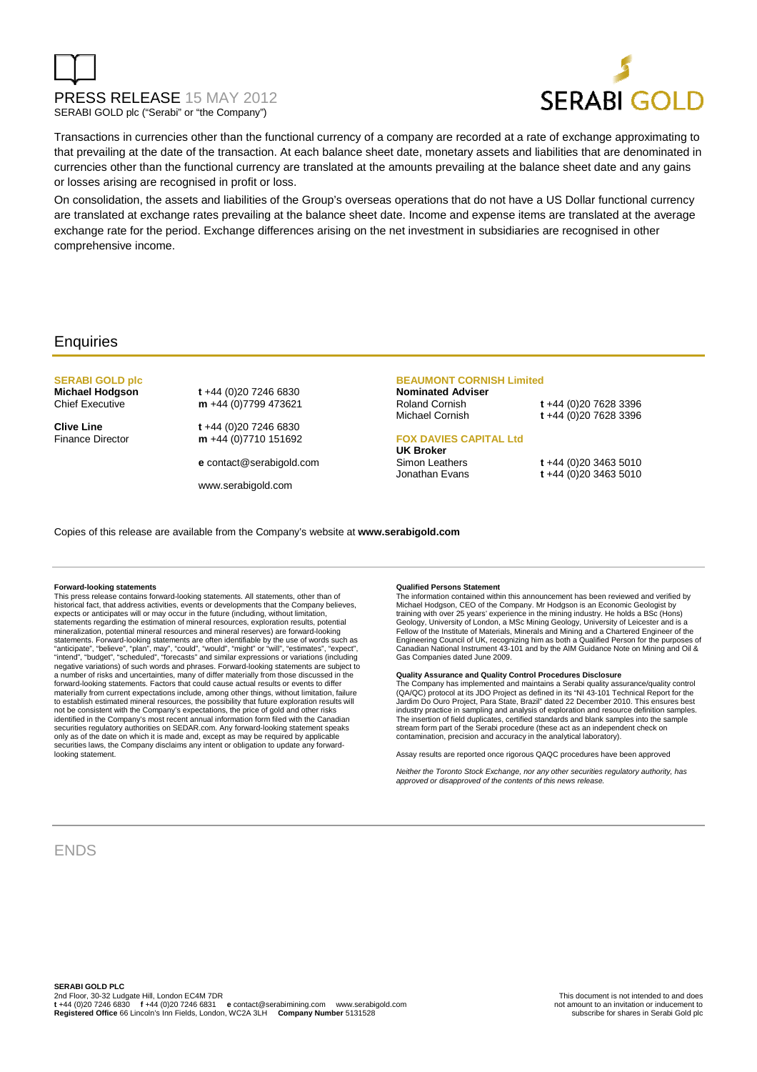Transactions in currencies other than the functional currency of a company are recorded at a rate of exchange approximating to that prevailing at the date of the transaction. At each balance sheet date, monetary assets and liabilities that are denominated in currencies other than the functional currency are translated at the amounts prevailing at the balance sheet date and any gains or losses arising are recognised in profit or loss.

On consolidation, the assets and liabilities of the Group's overseas operations that do not have a US Dollar functional currency are translated at exchange rates prevailing at the balance sheet date. Income and expense items are translated at the average exchange rate for the period. Exchange differences arising on the net investment in subsidiaries are recognised in other comprehensive income.

## Enquiries

**SERABI GOLD plc**

**Michael Hodgson**
Chief Executive
**t** +44 (0)20 7246 6830
**m** +44 (0)7799 473621

**Clive Line**
Finance Director
**t** +44 (0)20 7246 6830
**m** +44 (0)7710 151692

**e** contact@serabigold.com

www.serabigold.com

**BEAUMONT CORNISH Limited**

**Nominated Adviser**
Roland Cornish **t** +44 (0)20 7628 3396
Michael Cornish **t** +44 (0)20 7628 3396

**FOX DAVIES CAPITAL Ltd**

**UK Broker**
Simon Leathers **t** +44 (0)20 3463 5010
Jonathan Evans **t** +44 (0)20 3463 5010

Copies of this release are available from the Company's website at **www.serabigold.com**

**Forward-looking statements**

This press release contains forward-looking statements. All statements, other than of historical fact, that address activities, events or developments that the Company believes, expects or anticipates will or may occur in the future (including, without limitation, statements regarding the estimation of mineral resources, exploration results, potential mineralization, potential mineral resources and mineral reserves) are forward-looking statements. Forward-looking statements are often identifiable by the use of words such as "anticipate", "believe", "plan", may", "could", "would", "might" or "will", "estimates", "expect", "intend", "budget", "scheduled", "forecasts" and similar expressions or variations (including negative variations) of such words and phrases. Forward-looking statements are subject to a number of risks and uncertainties, many of differ materially from those discussed in the forward-looking statements. Factors that could cause actual results or events to differ materially from current expectations include, among other things, without limitation, failure to establish estimated mineral resources, the possibility that future exploration results will not be consistent with the Company's expectations, the price of gold and other risks identified in the Company's most recent annual information form filed with the Canadian securities regulatory authorities on SEDAR.com. Any forward-looking statement speaks only as of the date on which it is made and, except as may be required by applicable securities laws, the Company disclaims any intent or obligation to update any forward-looking statement.

**Qualified Persons Statement**

The information contained within this announcement has been reviewed and verified by Michael Hodgson, CEO of the Company. Mr Hodgson is an Economic Geologist by training with over 25 years' experience in the mining industry. He holds a BSc (Hons) Geology, University of London, a MSc Mining Geology, University of Leicester and is a Fellow of the Institute of Materials, Minerals and Mining and a Chartered Engineer of the Engineering Council of UK, recognizing him as both a Qualified Person for the purposes of Canadian National Instrument 43-101 and by the AIM Guidance Note on Mining and Oil & Gas Companies dated June 2009.

**Quality Assurance and Quality Control Procedures Disclosure**

The Company has implemented and maintains a Serabi quality assurance/quality control (QA/QC) protocol at its JDO Project as defined in its "NI 43-101 Technical Report for the Jardim Do Ouro Project, Para State, Brazil" dated 22 December 2010. This ensures best industry practice in sampling and analysis of exploration and resource definition samples. The insertion of field duplicates, certified standards and blank samples into the sample stream form part of the Serabi procedure (these act as an independent check on contamination, precision and accuracy in the analytical laboratory).

Assay results are reported once rigorous QAQC procedures have been approved

*Neither the Toronto Stock Exchange, nor any other securities regulatory authority, has approved or disapproved of the contents of this news release.*

ENDS